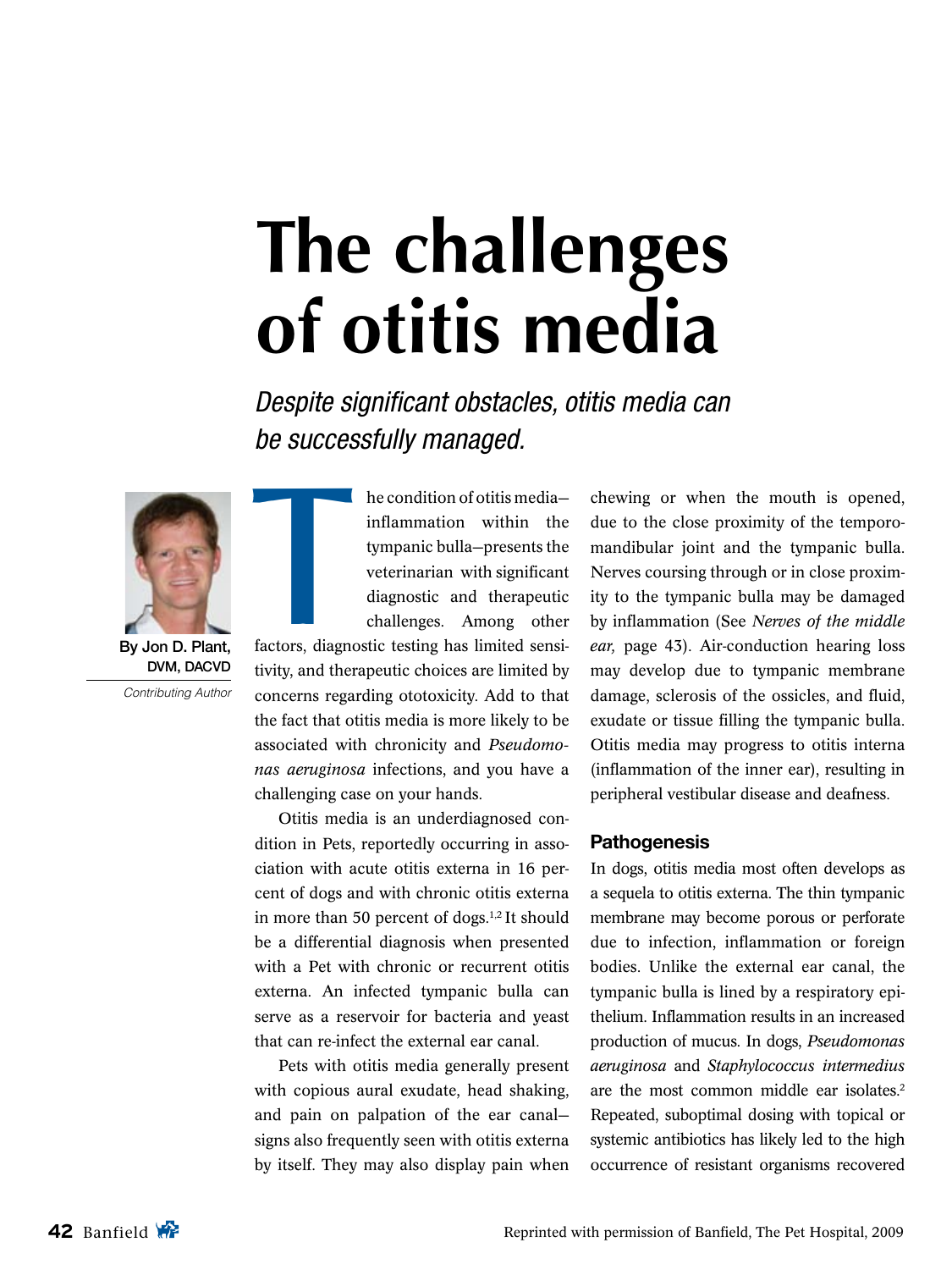# The challenges of otitis media

*Despite significant obstacles, otitis media can be successfully managed.*

By Jon D. Plant, DVM, DACVD

*Contributing Author*

The condition of otitis media—inflammation within the tympanic bulla—presents the veterinarian with significant diagnostic and therapeutic challenges. Among other factors, diagnostic testing has limited sensitivity, and therapeutic choices are limited by concerns regarding ototoxicity. Add to that the fact that otitis media is more likely to be associated with chronicity and *Pseudomonas aeruginosa* infections, and you have a challenging case on your hands.

Otitis media is an underdiagnosed condition in Pets, reportedly occurring in association with acute otitis externa in 16 percent of dogs and with chronic otitis externa in more than 50 percent of dogs.[1,2] It should be a differential diagnosis when presented with a Pet with chronic or recurrent otitis externa. An infected tympanic bulla can serve as a reservoir for bacteria and yeast that can re-infect the external ear canal.

Pets with otitis media generally present with copious aural exudate, head shaking, and pain on palpation of the ear canal—signs also frequently seen with otitis externa by itself. They may also display pain when chewing or when the mouth is opened, due to the close proximity of the temporomandibular joint and the tympanic bulla. Nerves coursing through or in close proximity to the tympanic bulla may be damaged by inflammation (See *Nerves of the middle ear,* page 43). Air-conduction hearing loss may develop due to tympanic membrane damage, sclerosis of the ossicles, and fluid, exudate or tissue filling the tympanic bulla. Otitis media may progress to otitis interna (inflammation of the inner ear), resulting in peripheral vestibular disease and deafness.

## Pathogenesis

In dogs, otitis media most often develops as a sequela to otitis externa. The thin tympanic membrane may become porous or perforate due to infection, inflammation or foreign bodies. Unlike the external ear canal, the tympanic bulla is lined by a respiratory epithelium. Inflammation results in an increased production of mucus. In dogs, *Pseudomonas aeruginosa* and *Staphylococcus intermedius* are the most common middle ear isolates.[2] Repeated, suboptimal dosing with topical or systemic antibiotics has likely led to the high occurrence of resistant organisms recovered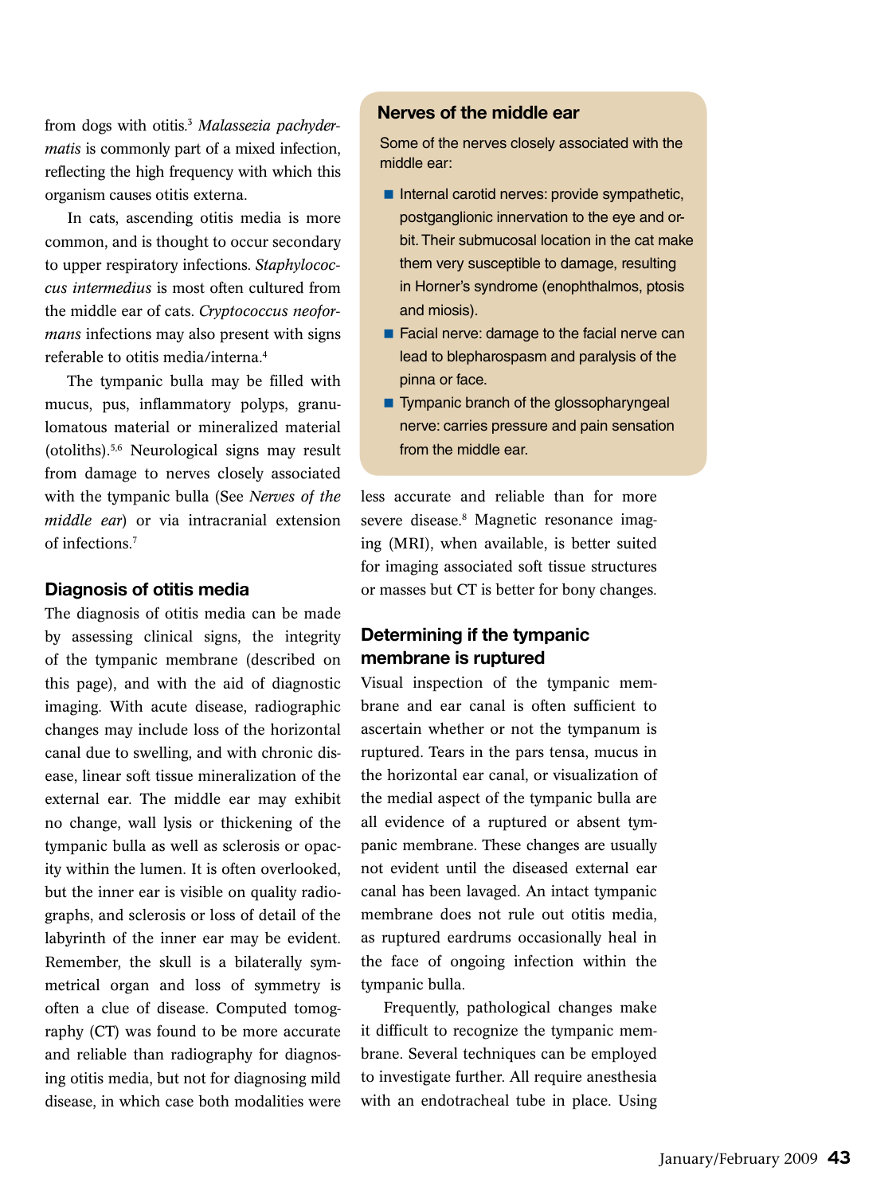from dogs with otitis.[3] *Malassezia pachydermatis* is commonly part of a mixed infection, reflecting the high frequency with which this organism causes otitis externa.

In cats, ascending otitis media is more common, and is thought to occur secondary to upper respiratory infections. *Staphylococcus intermedius* is most often cultured from the middle ear of cats. *Cryptococcus neoformans* infections may also present with signs referable to otitis media/interna.[4]

The tympanic bulla may be filled with mucus, pus, inflammatory polyps, granulomatous material or mineralized material (otoliths).[5,6] Neurological signs may result from damage to nerves closely associated with the tympanic bulla (See *Nerves of the middle ear*) or via intracranial extension of infections.[7]

## Nerves of the middle ear

Some of the nerves closely associated with the middle ear:

- Internal carotid nerves: provide sympathetic, postganglionic innervation to the eye and orbit. Their submucosal location in the cat make them very susceptible to damage, resulting in Horner's syndrome (enophthalmos, ptosis and miosis).
- Facial nerve: damage to the facial nerve can lead to blepharospasm and paralysis of the pinna or face.
- Tympanic branch of the glossopharyngeal nerve: carries pressure and pain sensation from the middle ear.

## Diagnosis of otitis media

The diagnosis of otitis media can be made by assessing clinical signs, the integrity of the tympanic membrane (described on this page), and with the aid of diagnostic imaging. With acute disease, radiographic changes may include loss of the horizontal canal due to swelling, and with chronic disease, linear soft tissue mineralization of the external ear. The middle ear may exhibit no change, wall lysis or thickening of the tympanic bulla as well as sclerosis or opacity within the lumen. It is often overlooked, but the inner ear is visible on quality radiographs, and sclerosis or loss of detail of the labyrinth of the inner ear may be evident. Remember, the skull is a bilaterally symmetrical organ and loss of symmetry is often a clue of disease. Computed tomography (CT) was found to be more accurate and reliable than radiography for diagnosing otitis media, but not for diagnosing mild disease, in which case both modalities were less accurate and reliable than for more severe disease.[8] Magnetic resonance imaging (MRI), when available, is better suited for imaging associated soft tissue structures or masses but CT is better for bony changes.

## Determining if the tympanic membrane is ruptured

Visual inspection of the tympanic membrane and ear canal is often sufficient to ascertain whether or not the tympanum is ruptured. Tears in the pars tensa, mucus in the horizontal ear canal, or visualization of the medial aspect of the tympanic bulla are all evidence of a ruptured or absent tympanic membrane. These changes are usually not evident until the diseased external ear canal has been lavaged. An intact tympanic membrane does not rule out otitis media, as ruptured eardrums occasionally heal in the face of ongoing infection within the tympanic bulla.

Frequently, pathological changes make it difficult to recognize the tympanic membrane. Several techniques can be employed to investigate further. All require anesthesia with an endotracheal tube in place. Using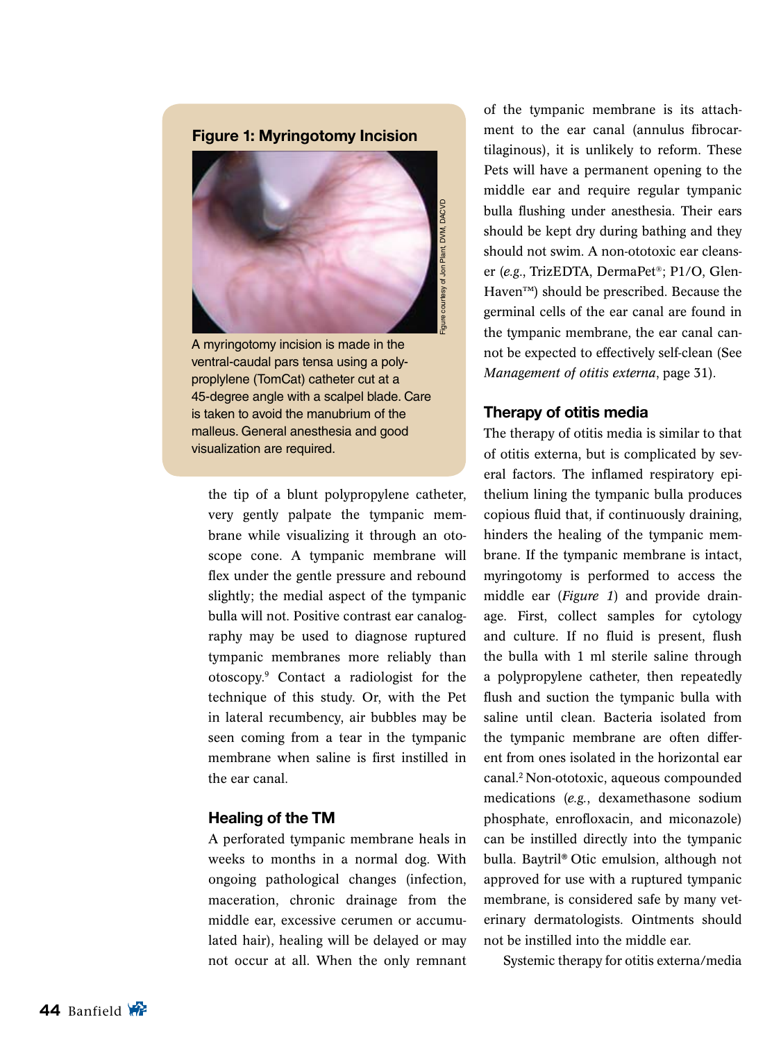**Figure 1: Myringotomy Incision**

Figure courtesy of Jon Plant, DVM, DACVD

A myringotomy incision is made in the ventral-caudal pars tensa using a polypropylene (TomCat) catheter cut at a 45-degree angle with a scalpel blade. Care is taken to avoid the manubrium of the malleus. General anesthesia and good visualization are required.

the tip of a blunt polypropylene catheter, very gently palpate the tympanic membrane while visualizing it through an otoscope cone. A tympanic membrane will flex under the gentle pressure and rebound slightly; the medial aspect of the tympanic bulla will not. Positive contrast ear canalography may be used to diagnose ruptured tympanic membranes more reliably than otoscopy.[9] Contact a radiologist for the technique of this study. Or, with the Pet in lateral recumbency, air bubbles may be seen coming from a tear in the tympanic membrane when saline is first instilled in the ear canal.

### Healing of the TM

A perforated tympanic membrane heals in weeks to months in a normal dog. With ongoing pathological changes (infection, maceration, chronic drainage from the middle ear, excessive cerumen or accumulated hair), healing will be delayed or may not occur at all. When the only remnant of the tympanic membrane is its attachment to the ear canal (annulus fibrocartilaginous), it is unlikely to reform. These Pets will have a permanent opening to the middle ear and require regular tympanic bulla flushing under anesthesia. Their ears should be kept dry during bathing and they should not swim. A non-ototoxic ear cleanser (*e.g.*, TrizEDTA, DermaPet®; P1/O, Glen-Haven™) should be prescribed. Because the germinal cells of the ear canal are found in the tympanic membrane, the ear canal cannot be expected to effectively self-clean (See *Management of otitis externa*, page 31).

### Therapy of otitis media

The therapy of otitis media is similar to that of otitis externa, but is complicated by several factors. The inflamed respiratory epithelium lining the tympanic bulla produces copious fluid that, if continuously draining, hinders the healing of the tympanic membrane. If the tympanic membrane is intact, myringotomy is performed to access the middle ear (*Figure 1*) and provide drainage. First, collect samples for cytology and culture. If no fluid is present, flush the bulla with 1 ml sterile saline through a polypropylene catheter, then repeatedly flush and suction the tympanic bulla with saline until clean. Bacteria isolated from the tympanic membrane are often different from ones isolated in the horizontal ear canal.[2] Non-ototoxic, aqueous compounded medications (*e.g.*, dexamethasone sodium phosphate, enrofloxacin, and miconazole) can be instilled directly into the tympanic bulla. Baytril® Otic emulsion, although not approved for use with a ruptured tympanic membrane, is considered safe by many veterinary dermatologists. Ointments should not be instilled into the middle ear.

Systemic therapy for otitis externa/media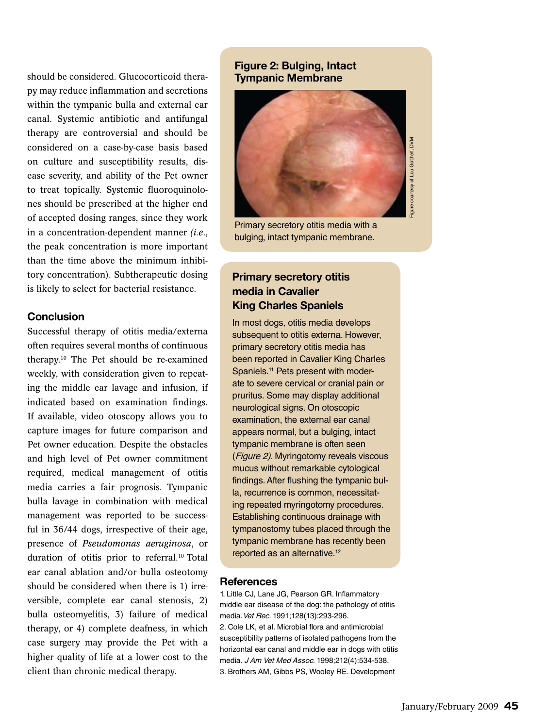should be considered. Glucocorticoid therapy may reduce inflammation and secretions within the tympanic bulla and external ear canal. Systemic antibiotic and antifungal therapy are controversial and should be considered on a case-by-case basis based on culture and susceptibility results, disease severity, and ability of the Pet owner to treat topically. Systemic fluoroquinolones should be prescribed at the higher end of accepted dosing ranges, since they work in a concentration-dependent manner *(i.e.*, the peak concentration is more important than the time above the minimum inhibitory concentration). Subtherapeutic dosing is likely to select for bacterial resistance.

### Conclusion

Successful therapy of otitis media/externa often requires several months of continuous therapy.[10] The Pet should be re-examined weekly, with consideration given to repeating the middle ear lavage and infusion, if indicated based on examination findings. If available, video otoscopy allows you to capture images for future comparison and Pet owner education. Despite the obstacles and high level of Pet owner commitment required, medical management of otitis media carries a fair prognosis. Tympanic bulla lavage in combination with medical management was reported to be successful in 36/44 dogs, irrespective of their age, presence of *Pseudomonas aeruginosa*, or duration of otitis prior to referral.[10] Total ear canal ablation and/or bulla osteotomy should be considered when there is 1) irreversible, complete ear canal stenosis, 2) bulla osteomyelitis, 3) failure of medical therapy, or 4) complete deafness, in which case surgery may provide the Pet with a higher quality of life at a lower cost to the client than chronic medical therapy.

### Figure 2: Bulging, Intact Tympanic Membrane

Figure courtesy of Lou Gotthelf, DVM

Primary secretory otitis media with a bulging, intact tympanic membrane.

### Primary secretory otitis media in Cavalier King Charles Spaniels

In most dogs, otitis media develops subsequent to otitis externa. However, primary secretory otitis media has been reported in Cavalier King Charles Spaniels.[11] Pets present with moderate to severe cervical or cranial pain or pruritus. Some may display additional neurological signs. On otoscopic examination, the external ear canal appears normal, but a bulging, intact tympanic membrane is often seen (*Figure 2*). Myringotomy reveals viscous mucus without remarkable cytological findings. After flushing the tympanic bulla, recurrence is common, necessitating repeated myringotomy procedures. Establishing continuous drainage with tympanostomy tubes placed through the tympanic membrane has recently been reported as an alternative.[12]

### References

1. Little CJ, Lane JG, Pearson GR. Inflammatory middle ear disease of the dog: the pathology of otitis media. *Vet Rec.* 1991;128(13):293-296.
2. Cole LK, et al. Microbial flora and antimicrobial susceptibility patterns of isolated pathogens from the horizontal ear canal and middle ear in dogs with otitis media. *J Am Vet Med Assoc.* 1998;212(4):534-538.
3. Brothers AM, Gibbs PS, Wooley RE. Development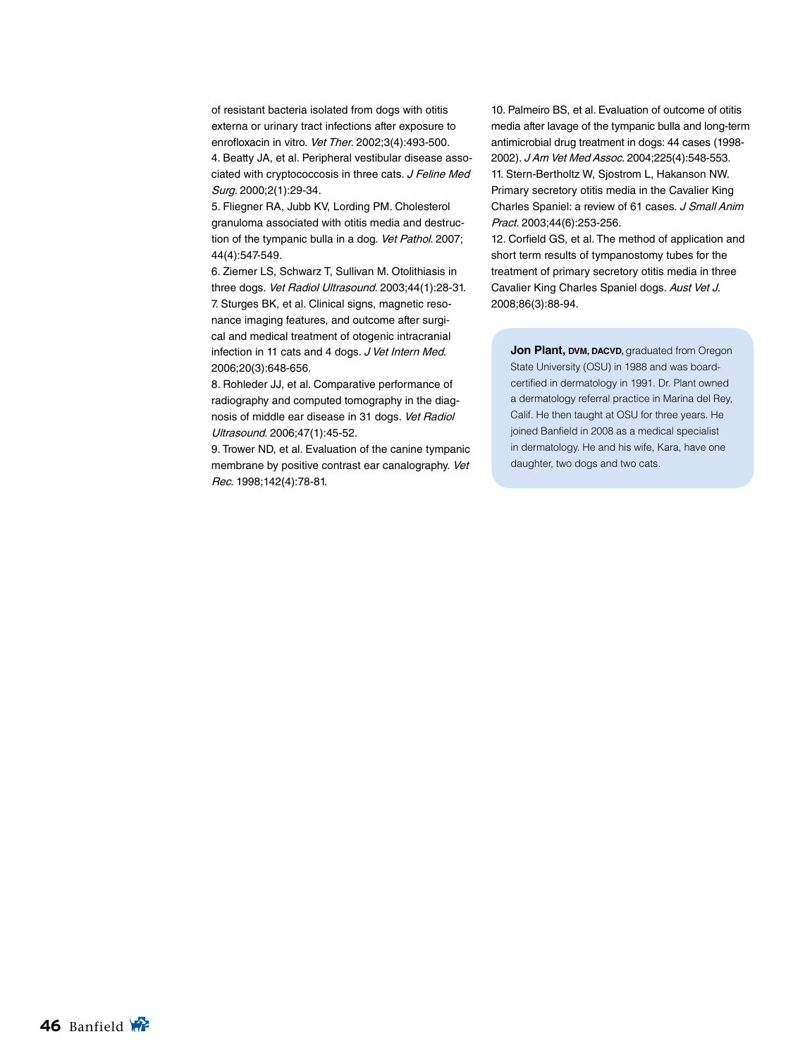of resistant bacteria isolated from dogs with otitis externa or urinary tract infections after exposure to enrofloxacin in vitro. *Vet Ther*. 2002;3(4):493-500.

4. Beatty JA, et al. Peripheral vestibular disease associated with cryptococcosis in three cats. *J Feline Med Surg*. 2000;2(1):29-34.

5. Fliegner RA, Jubb KV, Lording PM. Cholesterol granuloma associated with otitis media and destruction of the tympanic bulla in a dog. *Vet Pathol*. 2007;44(4):547-549.

6. Ziemer LS, Schwarz T, Sullivan M. Otolithiasis in three dogs. *Vet Radiol Ultrasound*. 2003;44(1):28-31.

7. Sturges BK, et al. Clinical signs, magnetic resonance imaging features, and outcome after surgical and medical treatment of otogenic intracranial infection in 11 cats and 4 dogs. *J Vet Intern Med*. 2006;20(3):648-656.

8. Rohleder JJ, et al. Comparative performance of radiography and computed tomography in the diagnosis of middle ear disease in 31 dogs. *Vet Radiol Ultrasound*. 2006;47(1):45-52.

9. Trower ND, et al. Evaluation of the canine tympanic membrane by positive contrast ear canalography. *Vet Rec*. 1998;142(4):78-81.

10. Palmeiro BS, et al. Evaluation of outcome of otitis media after lavage of the tympanic bulla and long-term antimicrobial drug treatment in dogs: 44 cases (1998-2002). *J Am Vet Med Assoc*. 2004;225(4):548-553.

11. Stern-Bertholtz W, Sjostrom L, Hakanson NW. Primary secretory otitis media in the Cavalier King Charles Spaniel: a review of 61 cases. *J Small Anim Pract*. 2003;44(6):253-256.

12. Corfield GS, et al. The method of application and short term results of tympanostomy tubes for the treatment of primary secretory otitis media in three Cavalier King Charles Spaniel dogs. *Aust Vet J*. 2008;86(3):88-94.

**Jon Plant, DVM, DACVD,** graduated from Oregon State University (OSU) in 1988 and was board-certified in dermatology in 1991. Dr. Plant owned a dermatology referral practice in Marina del Rey, Calif. He then taught at OSU for three years. He joined Banfield in 2008 as a medical specialist in dermatology. He and his wife, Kara, have one daughter, two dogs and two cats.